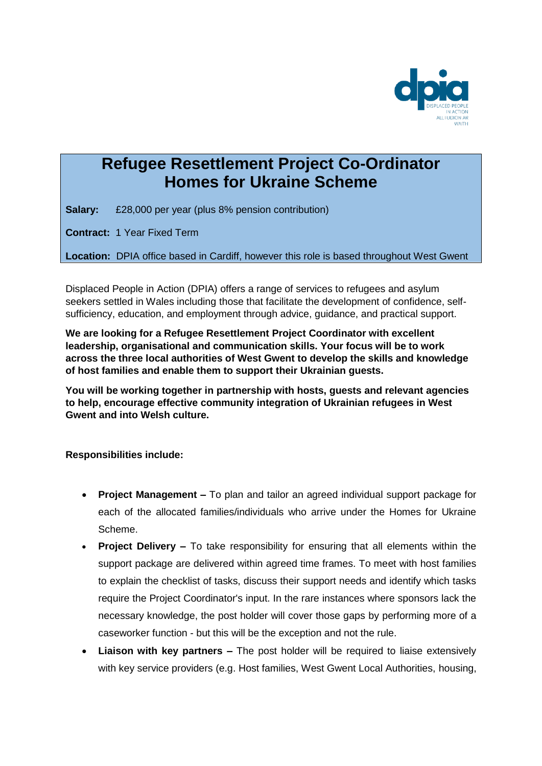# Refugee Resettlement Project Co-Ordinator
# Homes for Ukraine Scheme

**Salary:** £28,000 per year (plus 8% pension contribution)

**Contract:** 1 Year Fixed Term

**Location:** DPIA office based in Cardiff, however this role is based throughout West Gwent

Displaced People in Action (DPIA) offers a range of services to refugees and asylum seekers settled in Wales including those that facilitate the development of confidence, self-sufficiency, education, and employment through advice, guidance, and practical support.

**We are looking for a Refugee Resettlement Project Coordinator with excellent leadership, organisational and communication skills. Your focus will be to work across the three local authorities of West Gwent to develop the skills and knowledge of host families and enable them to support their Ukrainian guests.**

**You will be working together in partnership with hosts, guests and relevant agencies to help, encourage effective community integration of Ukrainian refugees in West Gwent and into Welsh culture.**

**Responsibilities include:**

- **Project Management –** To plan and tailor an agreed individual support package for each of the allocated families/individuals who arrive under the Homes for Ukraine Scheme.
- **Project Delivery –** To take responsibility for ensuring that all elements within the support package are delivered within agreed time frames. To meet with host families to explain the checklist of tasks, discuss their support needs and identify which tasks require the Project Coordinator's input. In the rare instances where sponsors lack the necessary knowledge, the post holder will cover those gaps by performing more of a caseworker function - but this will be the exception and not the rule.
- **Liaison with key partners –** The post holder will be required to liaise extensively with key service providers (e.g. Host families, West Gwent Local Authorities, housing,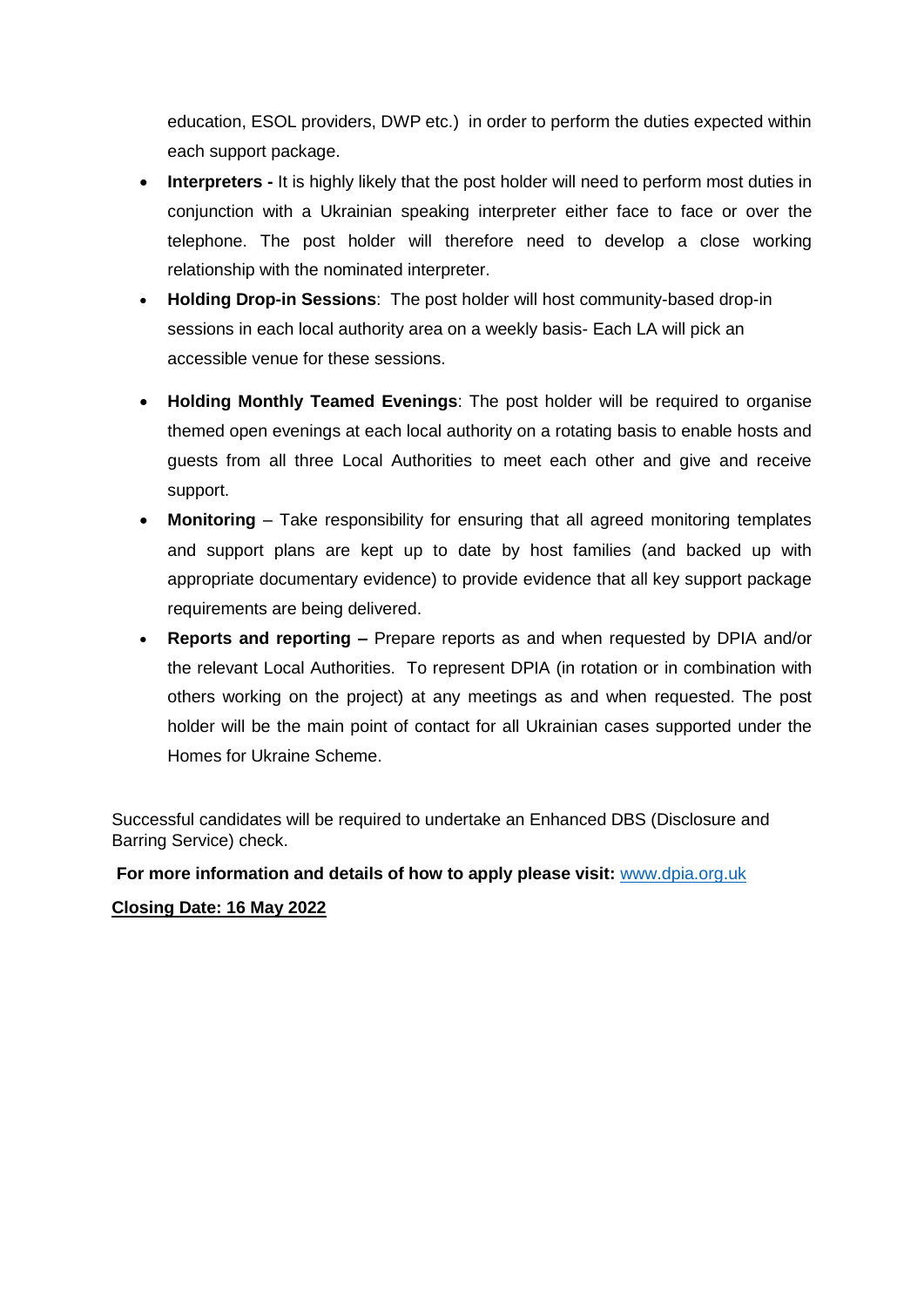education, ESOL providers, DWP etc.) in order to perform the duties expected within each support package.

- **Interpreters -** It is highly likely that the post holder will need to perform most duties in conjunction with a Ukrainian speaking interpreter either face to face or over the telephone. The post holder will therefore need to develop a close working relationship with the nominated interpreter.
- **Holding Drop-in Sessions**: The post holder will host community-based drop-in sessions in each local authority area on a weekly basis- Each LA will pick an accessible venue for these sessions.
- **Holding Monthly Teamed Evenings**: The post holder will be required to organise themed open evenings at each local authority on a rotating basis to enable hosts and guests from all three Local Authorities to meet each other and give and receive support.
- **Monitoring** – Take responsibility for ensuring that all agreed monitoring templates and support plans are kept up to date by host families (and backed up with appropriate documentary evidence) to provide evidence that all key support package requirements are being delivered.
- **Reports and reporting –** Prepare reports as and when requested by DPIA and/or the relevant Local Authorities. To represent DPIA (in rotation or in combination with others working on the project) at any meetings as and when requested. The post holder will be the main point of contact for all Ukrainian cases supported under the Homes for Ukraine Scheme.

Successful candidates will be required to undertake an Enhanced DBS (Disclosure and Barring Service) check.

**For more information and details of how to apply please visit:** [www.dpia.org.uk](http://www.dpia.org.uk)

**Closing Date: 16 May 2022**